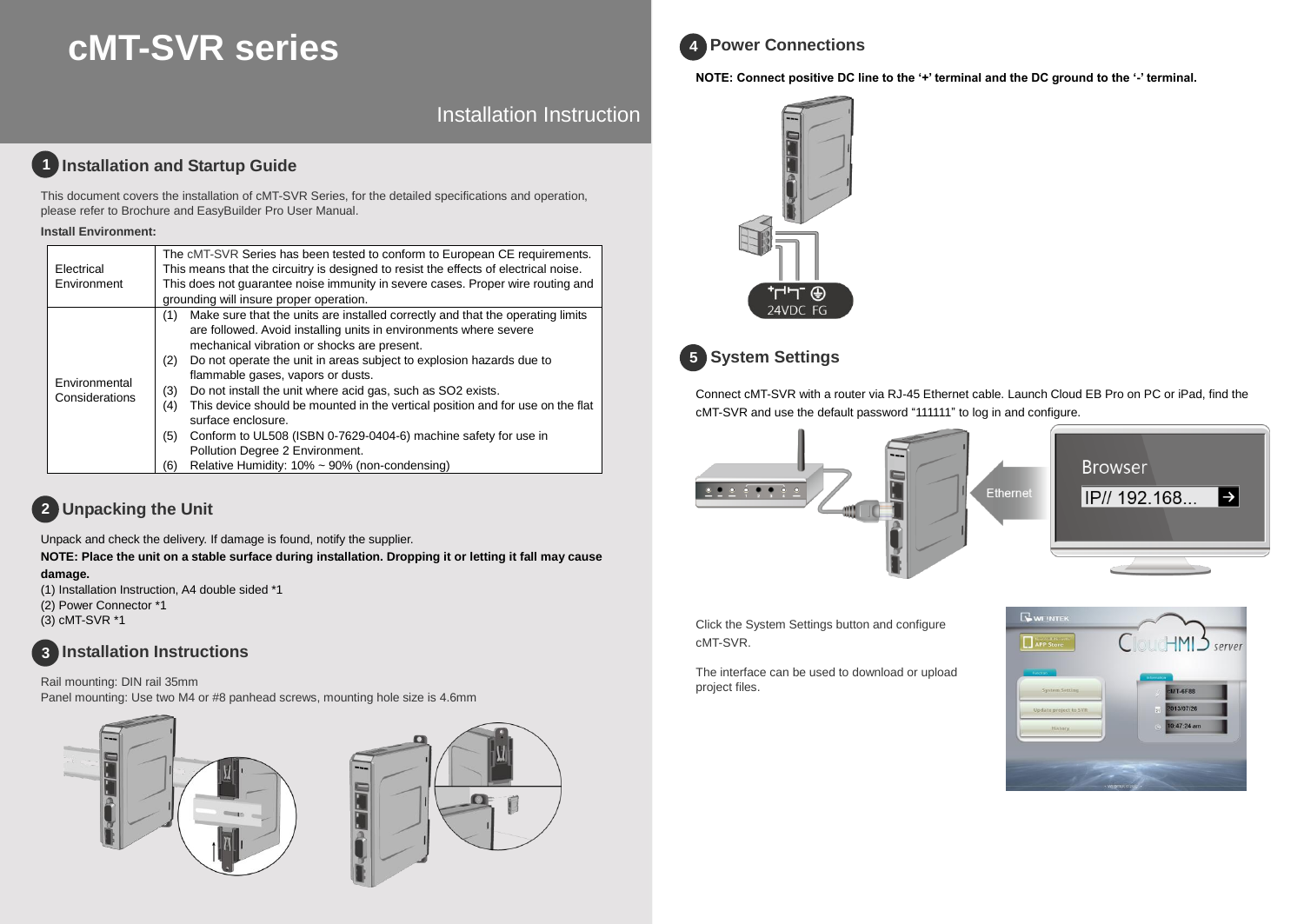# cMT-SVR series

Installation Instruction

## 1 Installation and Startup Guide

This document covers the installation of cMT-SVR Series, for the detailed specifications and operation, please refer to Brochure and EasyBuilder Pro User Manual.

**Install Environment:**

| | |
|---|---|
| Electrical Environment | The cMT-SVR Series has been tested to conform to European CE requirements. This means that the circuitry is designed to resist the effects of electrical noise. This does not guarantee noise immunity in severe cases. Proper wire routing and grounding will insure proper operation. |
| Environmental Considerations | (1) Make sure that the units are installed correctly and that the operating limits are followed. Avoid installing units in environments where severe mechanical vibration or shocks are present.<br>(2) Do not operate the unit in areas subject to explosion hazards due to flammable gases, vapors or dusts.<br>(3) Do not install the unit where acid gas, such as SO2 exists.<br>(4) This device should be mounted in the vertical position and for use on the flat surface enclosure.<br>(5) Conform to UL508 (ISBN 0-7629-0404-6) machine safety for use in Pollution Degree 2 Environment.<br>(6) Relative Humidity: 10% ~ 90% (non-condensing) |

## 2 Unpacking the Unit

Unpack and check the delivery. If damage is found, notify the supplier.

**NOTE: Place the unit on a stable surface during installation. Dropping it or letting it fall may cause damage.**

(1) Installation Instruction, A4 double sided *1
(2) Power Connector *1
(3) cMT-SVR *1

## 3 Installation Instructions

Rail mounting: DIN rail 35mm
Panel mounting: Use two M4 or #8 panhead screws, mounting hole size is 4.6mm

## 4 Power Connections

**NOTE: Connect positive DC line to the '+' terminal and the DC ground to the '-' terminal.**

24VDC FG

## 5 System Settings

Connect cMT-SVR with a router via RJ-45 Ethernet cable. Launch Cloud EB Pro on PC or iPad, find the cMT-SVR and use the default password "111111" to log in and configure.

Ethernet

Browser

IP// 192.168...

Click the System Settings button and configure cMT-SVR.

The interface can be used to download or upload project files.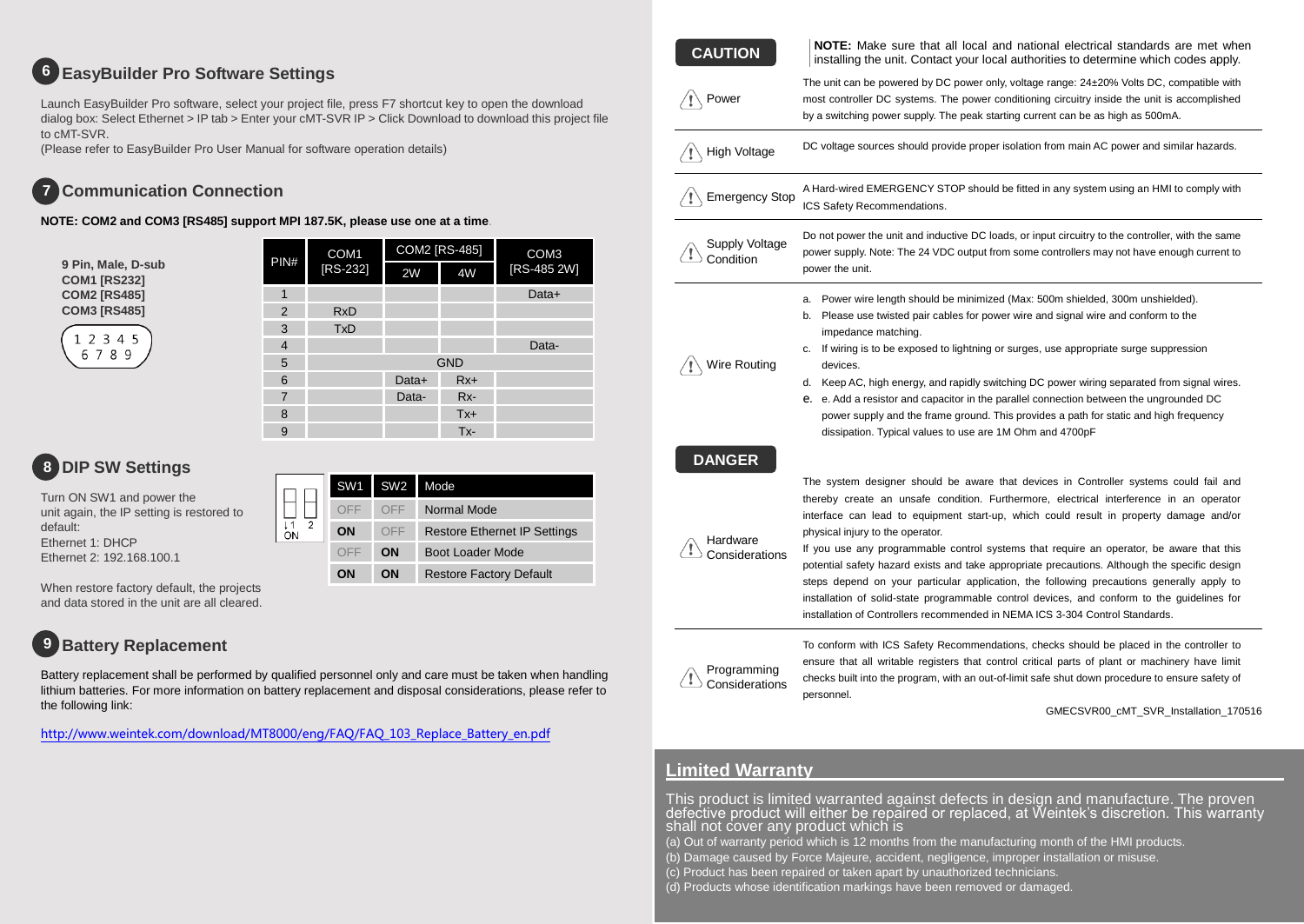## 6 EasyBuilder Pro Software Settings

Launch EasyBuilder Pro software, select your project file, press F7 shortcut key to open the download dialog box: Select Ethernet > IP tab > Enter your cMT-SVR IP > Click Download to download this project file to cMT-SVR.
(Please refer to EasyBuilder Pro User Manual for software operation details)

## 7 Communication Connection

**NOTE: COM2 and COM3 [RS485] support MPI 187.5K, please use one at a time**.

**9 Pin, Male, D-sub**
**COM1 [RS232]**
**COM2 [RS485]**
**COM3 [RS485]**

1 2 3 4 5
6 7 8 9

| PIN# | COM1 [RS-232] | COM2 [RS-485] | | COM3 [RS-485 2W] |
|---|---|---|---|---|
| | | 2W | 4W | |
| 1 | | | | Data+ |
| 2 | RxD | | | |
| 3 | TxD | | | |
| 4 | | | | Data- |
| 5 | GND | | | |
| 6 | | Data+ | Rx+ | |
| 7 | | Data- | Rx- | |
| 8 | | | Tx+ | |
| 9 | | | Tx- | |

## 8 DIP SW Settings

Turn ON SW1 and power the unit again, the IP setting is restored to default:
Ethernet 1: DHCP
Ethernet 2: 192.168.100.1

When restore factory default, the projects and data stored in the unit are all cleared.

1 2
ON

| SW1 | SW2 | Mode |
|---|---|---|
| OFF | OFF | Normal Mode |
| **ON** | OFF | Restore Ethernet IP Settings |
| OFF | **ON** | Boot Loader Mode |
| **ON** | **ON** | Restore Factory Default |

## 9 Battery Replacement

Battery replacement shall be performed by qualified personnel only and care must be taken when handling lithium batteries. For more information on battery replacement and disposal considerations, please refer to the following link:

http://www.weintek.com/download/MT8000/eng/FAQ/FAQ_103_Replace_Battery_en.pdf

**CAUTION**

**NOTE:** Make sure that all local and national electrical standards are met when installing the unit. Contact your local authorities to determine which codes apply.

| | |
|---|---|
| Power | The unit can be powered by DC power only, voltage range: 24±20% Volts DC, compatible with most controller DC systems. The power conditioning circuitry inside the unit is accomplished by a switching power supply. The peak starting current can be as high as 500mA. |
| High Voltage | DC voltage sources should provide proper isolation from main AC power and similar hazards. |
| Emergency Stop | A Hard-wired EMERGENCY STOP should be fitted in any system using an HMI to comply with ICS Safety Recommendations. |
| Supply Voltage Condition | Do not power the unit and inductive DC loads, or input circuitry to the controller, with the same power supply. Note: The 24 VDC output from some controllers may not have enough current to power the unit. |
| Wire Routing | a. Power wire length should be minimized (Max: 500m shielded, 300m unshielded).<br>b. Please use twisted pair cables for power wire and signal wire and conform to the impedance matching.<br>c. If wiring is to be exposed to lightning or surges, use appropriate surge suppression devices.<br>d. Keep AC, high energy, and rapidly switching DC power wiring separated from signal wires.<br>e. Add a resistor and capacitor in the parallel connection between the ungrounded DC power supply and the frame ground. This provides a path for static and high frequency dissipation. Typical values to use are 1M Ohm and 4700pF |

**DANGER**

| | |
|---|---|
| Hardware Considerations | The system designer should be aware that devices in Controller systems could fail and thereby create an unsafe condition. Furthermore, electrical interference in an operator interface can lead to equipment start-up, which could result in property damage and/or physical injury to the operator.<br>If you use any programmable control systems that require an operator, be aware that this potential safety hazard exists and take appropriate precautions. Although the specific design steps depend on your particular application, the following precautions generally apply to installation of solid-state programmable control devices, and conform to the guidelines for installation of Controllers recommended in NEMA ICS 3-304 Control Standards. |
| Programming Considerations | To conform with ICS Safety Recommendations, checks should be placed in the controller to ensure that all writable registers that control critical parts of plant or machinery have limit checks built into the program, with an out-of-limit safe shut down procedure to ensure safety of personnel. |

GMECSVR00_cMT_SVR_Installation_170516

## Limited Warranty

This product is limited warranted against defects in design and manufacture. The proven defective product will either be repaired or replaced, at Weintek's discretion. This warranty shall not cover any product which is

(a) Out of warranty period which is 12 months from the manufacturing month of the HMI products.
(b) Damage caused by Force Majeure, accident, negligence, improper installation or misuse.
(c) Product has been repaired or taken apart by unauthorized technicians.
(d) Products whose identification markings have been removed or damaged.